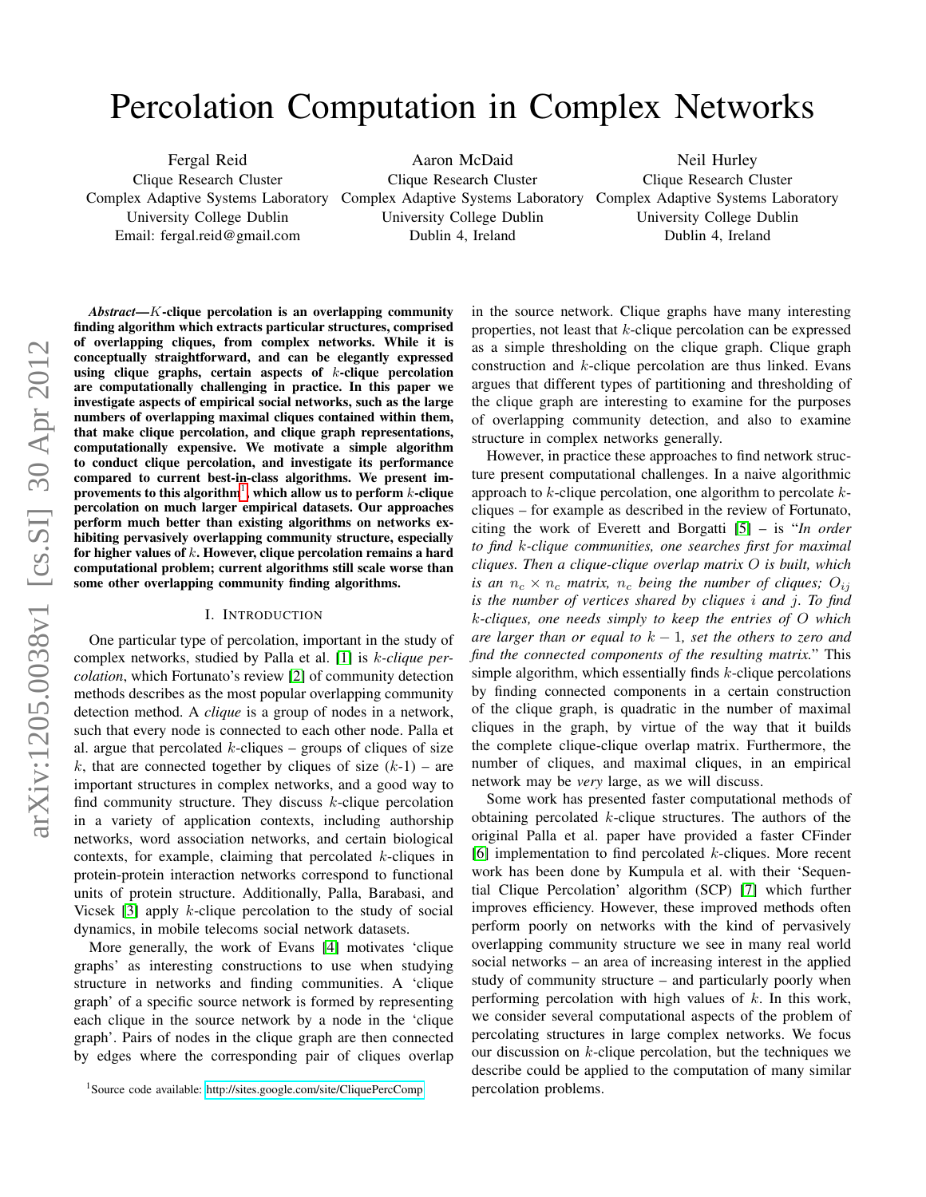# Percolation Computation in Complex Networks

Fergal Reid
Clique Research Cluster
Complex Adaptive Systems Laboratory
University College Dublin
Email: fergal.reid@gmail.com

Aaron McDaid
Clique Research Cluster
Complex Adaptive Systems Laboratory
University College Dublin
Dublin 4, Ireland

Neil Hurley
Clique Research Cluster
Complex Adaptive Systems Laboratory
University College Dublin
Dublin 4, Ireland

***Abstract*—$K$-clique percolation is an overlapping community finding algorithm which extracts particular structures, comprised of overlapping cliques, from complex networks. While it is conceptually straightforward, and can be elegantly expressed using clique graphs, certain aspects of $k$-clique percolation are computationally challenging in practice. In this paper we investigate aspects of empirical social networks, such as the large numbers of overlapping maximal cliques contained within them, that make clique percolation, and clique graph representations, computationally expensive. We motivate a simple algorithm to conduct clique percolation, and investigate its performance compared to current best-in-class algorithms. We present improvements to this algorithm[1], which allow us to perform $k$-clique percolation on much larger empirical datasets. Our approaches perform much better than existing algorithms on networks exhibiting pervasively overlapping community structure, especially for higher values of $k$. However, clique percolation remains a hard computational problem; current algorithms still scale worse than some other overlapping community finding algorithms.**

## I. Introduction

One particular type of percolation, important in the study of complex networks, studied by Palla et al. [1] is *$k$-clique percolation*, which Fortunato's review [2] of community detection methods describes as the most popular overlapping community detection method. A *clique* is a group of nodes in a network, such that every node is connected to each other node. Palla et al. argue that percolated $k$-cliques – groups of cliques of size $k$, that are connected together by cliques of size ($k$-1) – are important structures in complex networks, and a good way to find community structure. They discuss $k$-clique percolation in a variety of application contexts, including authorship networks, word association networks, and certain biological contexts, for example, claiming that percolated $k$-cliques in protein-protein interaction networks correspond to functional units of protein structure. Additionally, Palla, Barabasi, and Vicsek [3] apply $k$-clique percolation to the study of social dynamics, in mobile telecoms social network datasets.

More generally, the work of Evans [4] motivates 'clique graphs' as interesting constructions to use when studying structure in networks and finding communities. A 'clique graph' of a specific source network is formed by representing each clique in the source network by a node in the 'clique graph'. Pairs of nodes in the clique graph are then connected by edges where the corresponding pair of cliques overlap in the source network. Clique graphs have many interesting properties, not least that $k$-clique percolation can be expressed as a simple thresholding on the clique graph. Clique graph construction and $k$-clique percolation are thus linked. Evans argues that different types of partitioning and thresholding of the clique graph are interesting to examine for the purposes of overlapping community detection, and also to examine structure in complex networks generally.

However, in practice these approaches to find network structure present computational challenges. In a naive algorithmic approach to $k$-clique percolation, one algorithm to percolate $k$-cliques – for example as described in the review of Fortunato, citing the work of Everett and Borgatti [5] – is "*In order to find $k$-clique communities, one searches first for maximal cliques. Then a clique-clique overlap matrix $O$ is built, which is an $n_c \times n_c$ matrix, $n_c$ being the number of cliques; $O_{ij}$ is the number of vertices shared by cliques $i$ and $j$. To find $k$-cliques, one needs simply to keep the entries of $O$ which are larger than or equal to $k-1$, set the others to zero and find the connected components of the resulting matrix.*" This simple algorithm, which essentially finds $k$-clique percolations by finding connected components in a certain construction of the clique graph, is quadratic in the number of maximal cliques in the graph, by virtue of the way that it builds the complete clique-clique overlap matrix. Furthermore, the number of cliques, and maximal cliques, in an empirical network may be *very* large, as we will discuss.

Some work has presented faster computational methods of obtaining percolated $k$-clique structures. The authors of the original Palla et al. paper have provided a faster CFinder [6] implementation to find percolated $k$-cliques. More recent work has been done by Kumpula et al. with their 'Sequential Clique Percolation' algorithm (SCP) [7] which further improves efficiency. However, these improved methods often perform poorly on networks with the kind of pervasively overlapping community structure we see in many real world social networks – an area of increasing interest in the applied study of community structure – and particularly poorly when performing percolation with high values of $k$. In this work, we consider several computational aspects of the problem of percolating structures in large complex networks. We focus our discussion on $k$-clique percolation, but the techniques we describe could be applied to the computation of many similar percolation problems.

[1] Source code available: http://sites.google.com/site/CliquePercComp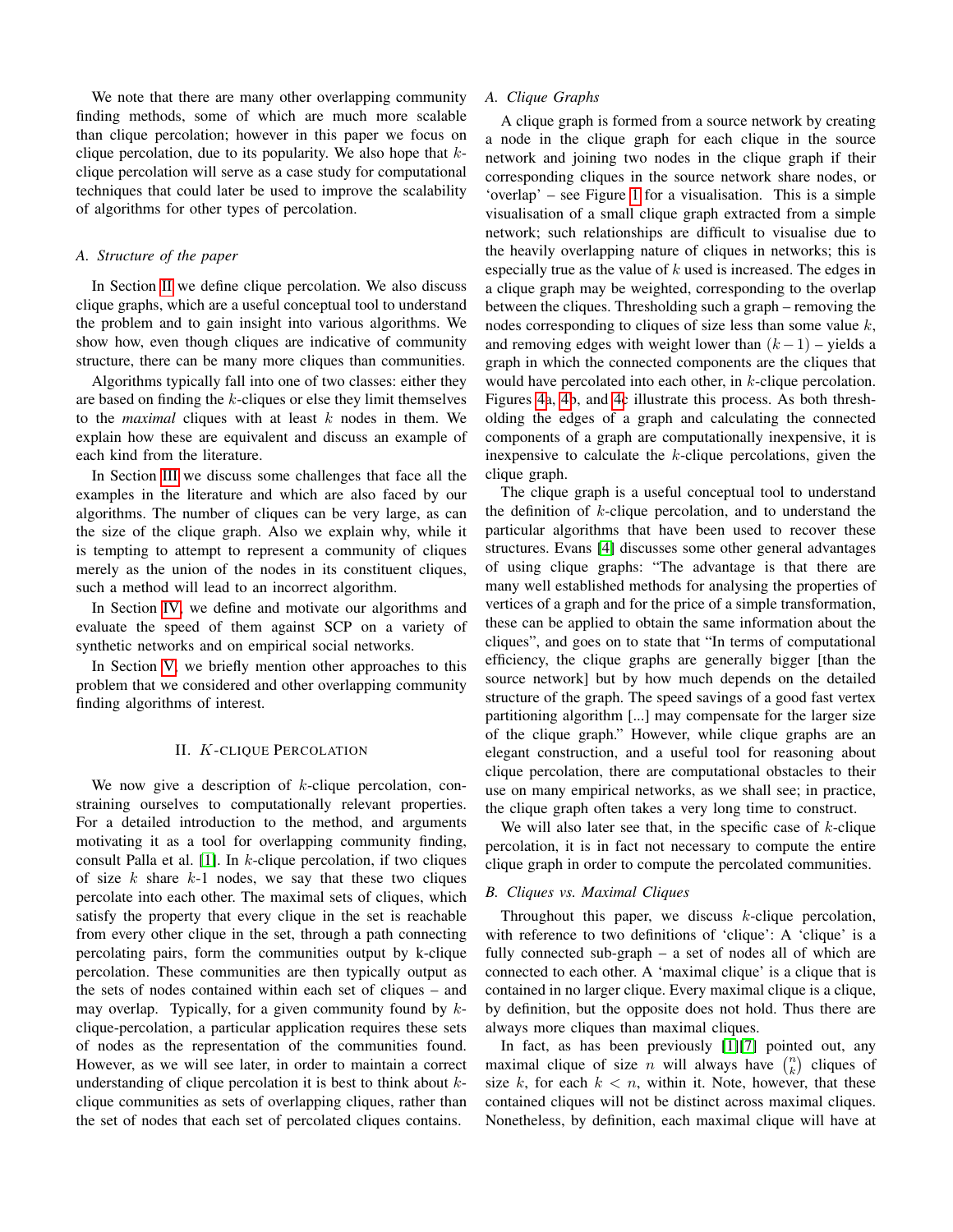We note that there are many other overlapping community finding methods, some of which are much more scalable than clique percolation; however in this paper we focus on clique percolation, due to its popularity. We also hope that $k$-clique percolation will serve as a case study for computational techniques that could later be used to improve the scalability of algorithms for other types of percolation.

### A. Structure of the paper

In Section II we define clique percolation. We also discuss clique graphs, which are a useful conceptual tool to understand the problem and to gain insight into various algorithms. We show how, even though cliques are indicative of community structure, there can be many more cliques than communities.

Algorithms typically fall into one of two classes: either they are based on finding the $k$-cliques or else they limit themselves to the *maximal* cliques with at least $k$ nodes in them. We explain how these are equivalent and discuss an example of each kind from the literature.

In Section III we discuss some challenges that face all the examples in the literature and which are also faced by our algorithms. The number of cliques can be very large, as can the size of the clique graph. Also we explain why, while it is tempting to attempt to represent a community of cliques merely as the union of the nodes in its constituent cliques, such a method will lead to an incorrect algorithm.

In Section IV, we define and motivate our algorithms and evaluate the speed of them against SCP on a variety of synthetic networks and on empirical social networks.

In Section V, we briefly mention other approaches to this problem that we considered and other overlapping community finding algorithms of interest.

## II. $K$-clique Percolation

We now give a description of $k$-clique percolation, constraining ourselves to computationally relevant properties. For a detailed introduction to the method, and arguments motivating it as a tool for overlapping community finding, consult Palla et al. [1]. In $k$-clique percolation, if two cliques of size $k$ share $k$-1 nodes, we say that these two cliques percolate into each other. The maximal sets of cliques, which satisfy the property that every clique in the set is reachable from every other clique in the set, through a path connecting percolating pairs, form the communities output by k-clique percolation. These communities are then typically output as the sets of nodes contained within each set of cliques – and may overlap. Typically, for a given community found by $k$-clique-percolation, a particular application requires these sets of nodes as the representation of the communities found. However, as we will see later, in order to maintain a correct understanding of clique percolation it is best to think about $k$-clique communities as sets of overlapping cliques, rather than the set of nodes that each set of percolated cliques contains.

### A. Clique Graphs

A clique graph is formed from a source network by creating a node in the clique graph for each clique in the source network and joining two nodes in the clique graph if their corresponding cliques in the source network share nodes, or 'overlap' – see Figure 1 for a visualisation. This is a simple visualisation of a small clique graph extracted from a simple network; such relationships are difficult to visualise due to the heavily overlapping nature of cliques in networks; this is especially true as the value of $k$ used is increased. The edges in a clique graph may be weighted, corresponding to the overlap between the cliques. Thresholding such a graph – removing the nodes corresponding to cliques of size less than some value $k$, and removing edges with weight lower than $(k-1)$ – yields a graph in which the connected components are the cliques that would have percolated into each other, in $k$-clique percolation. Figures 4a, 4b, and 4c illustrate this process. As both thresholding the edges of a graph and calculating the connected components of a graph are computationally inexpensive, it is inexpensive to calculate the $k$-clique percolations, given the clique graph.

The clique graph is a useful conceptual tool to understand the definition of $k$-clique percolation, and to understand the particular algorithms that have been used to recover these structures. Evans [4] discusses some other general advantages of using clique graphs: "The advantage is that there are many well established methods for analysing the properties of vertices of a graph and for the price of a simple transformation, these can be applied to obtain the same information about the cliques", and goes on to state that "In terms of computational efficiency, the clique graphs are generally bigger [than the source network] but by how much depends on the detailed structure of the graph. The speed savings of a good fast vertex partitioning algorithm [...] may compensate for the larger size of the clique graph." However, while clique graphs are an elegant construction, and a useful tool for reasoning about clique percolation, there are computational obstacles to their use on many empirical networks, as we shall see; in practice, the clique graph often takes a very long time to construct.

We will also later see that, in the specific case of $k$-clique percolation, it is in fact not necessary to compute the entire clique graph in order to compute the percolated communities.

### B. Cliques vs. Maximal Cliques

Throughout this paper, we discuss $k$-clique percolation, with reference to two definitions of 'clique': A 'clique' is a fully connected sub-graph – a set of nodes all of which are connected to each other. A 'maximal clique' is a clique that is contained in no larger clique. Every maximal clique is a clique, by definition, but the opposite does not hold. Thus there are always more cliques than maximal cliques.

In fact, as has been previously [1][7] pointed out, any maximal clique of size $n$ will always have $\binom{n}{k}$ cliques of size $k$, for each $k < n$, within it. Note, however, that these contained cliques will not be distinct across maximal cliques. Nonetheless, by definition, each maximal clique will have at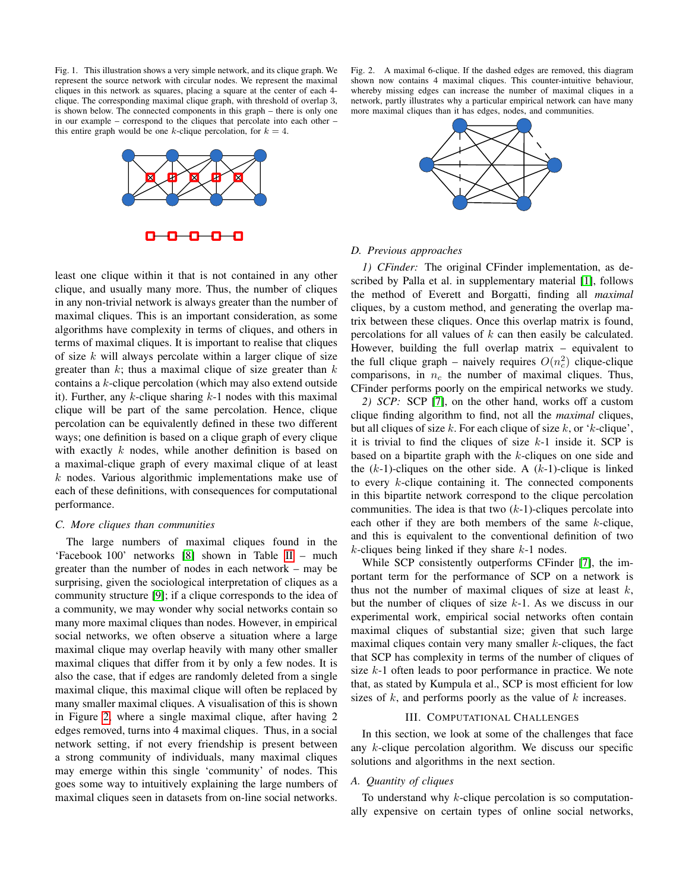Fig. 1. This illustration shows a very simple network, and its clique graph. We represent the source network with circular nodes. We represent the maximal cliques in this network as squares, placing a square at the center of each 4-clique. The corresponding maximal clique graph, with threshold of overlap 3, is shown below. The connected components in this graph – there is only one in our example – correspond to the cliques that percolate into each other – this entire graph would be one $k$-clique percolation, for $k = 4$.

least one clique within it that is not contained in any other clique, and usually many more. Thus, the number of cliques in any non-trivial network is always greater than the number of maximal cliques. This is an important consideration, as some algorithms have complexity in terms of cliques, and others in terms of maximal cliques. It is important to realise that cliques of size $k$ will always percolate within a larger clique of size greater than $k$; thus a maximal clique of size greater than $k$ contains a $k$-clique percolation (which may also extend outside it). Further, any $k$-clique sharing $k$-1 nodes with this maximal clique will be part of the same percolation. Hence, clique percolation can be equivalently defined in these two different ways; one definition is based on a clique graph of every clique with exactly $k$ nodes, while another definition is based on a maximal-clique graph of every maximal clique of at least $k$ nodes. Various algorithmic implementations make use of each of these definitions, with consequences for computational performance.

### C. More cliques than communities

The large numbers of maximal cliques found in the 'Facebook 100' networks [8] shown in Table II – much greater than the number of nodes in each network – may be surprising, given the sociological interpretation of cliques as a community structure [9]; if a clique corresponds to the idea of a community, we may wonder why social networks contain so many more maximal cliques than nodes. However, in empirical social networks, we often observe a situation where a large maximal clique may overlap heavily with many other smaller maximal cliques that differ from it by only a few nodes. It is also the case, that if edges are randomly deleted from a single maximal clique, this maximal clique will often be replaced by many smaller maximal cliques. A visualisation of this is shown in Figure 2, where a single maximal clique, after having 2 edges removed, turns into 4 maximal cliques. Thus, in a social network setting, if not every friendship is present between a strong community of individuals, many maximal cliques may emerge within this single 'community' of nodes. This goes some way to intuitively explaining the large numbers of maximal cliques seen in datasets from on-line social networks.

Fig. 2. A maximal 6-clique. If the dashed edges are removed, this diagram shown now contains 4 maximal cliques. This counter-intuitive behaviour, whereby missing edges can increase the number of maximal cliques in a network, partly illustrates why a particular empirical network can have many more maximal cliques than it has edges, nodes, and communities.

### D. Previous approaches

*1) CFinder:* The original CFinder implementation, as described by Palla et al. in supplementary material [1], follows the method of Everett and Borgatti, finding all *maximal* cliques, by a custom method, and generating the overlap matrix between these cliques. Once this overlap matrix is found, percolations for all values of $k$ can then easily be calculated. However, building the full overlap matrix – equivalent to the full clique graph – naively requires $O(n_c^2)$ clique-clique comparisons, in $n_c$ the number of maximal cliques. Thus, CFinder performs poorly on the empirical networks we study.

*2) SCP:* SCP [7], on the other hand, works off a custom clique finding algorithm to find, not all the *maximal* cliques, but all cliques of size $k$. For each clique of size $k$, or '$k$-clique', it is trivial to find the cliques of size $k$-1 inside it. SCP is based on a bipartite graph with the $k$-cliques on one side and the ($k$-1)-cliques on the other side. A ($k$-1)-clique is linked to every $k$-clique containing it. The connected components in this bipartite network correspond to the clique percolation communities. The idea is that two ($k$-1)-cliques percolate into each other if they are both members of the same $k$-clique, and this is equivalent to the conventional definition of two $k$-cliques being linked if they share $k$-1 nodes.

While SCP consistently outperforms CFinder [7], the important term for the performance of SCP on a network is thus not the number of maximal cliques of size at least $k$, but the number of cliques of size $k$-1. As we discuss in our experimental work, empirical social networks often contain maximal cliques of substantial size; given that such large maximal cliques contain very many smaller $k$-cliques, the fact that SCP has complexity in terms of the number of cliques of size $k$-1 often leads to poor performance in practice. We note that, as stated by Kumpula et al., SCP is most efficient for low sizes of $k$, and performs poorly as the value of $k$ increases.

## III. Computational Challenges

In this section, we look at some of the challenges that face any $k$-clique percolation algorithm. We discuss our specific solutions and algorithms in the next section.

### A. Quantity of cliques

To understand why $k$-clique percolation is so computationally expensive on certain types of online social networks,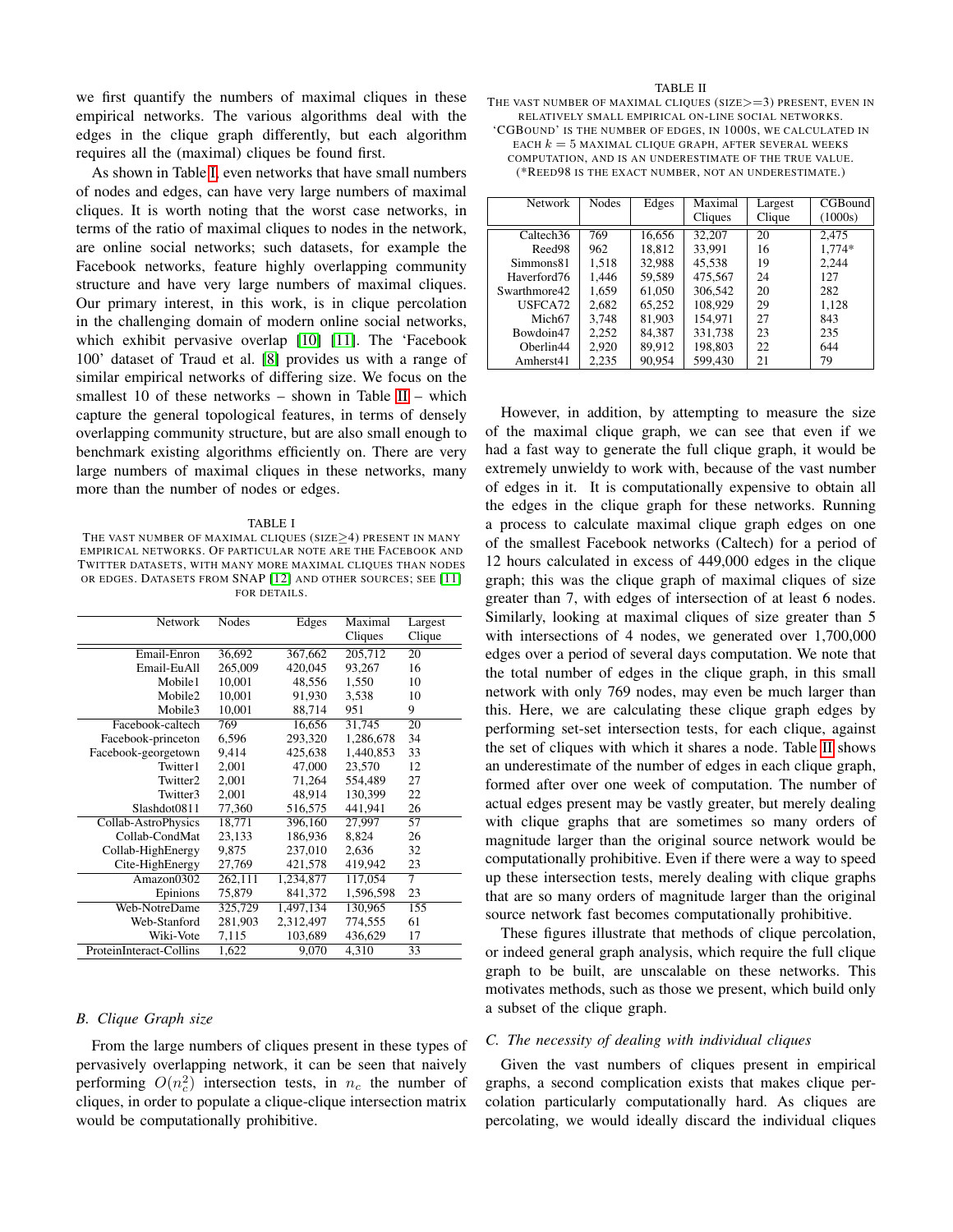we first quantify the numbers of maximal cliques in these empirical networks. The various algorithms deal with the edges in the clique graph differently, but each algorithm requires all the (maximal) cliques be found first.

As shown in Table I, even networks that have small numbers of nodes and edges, can have very large numbers of maximal cliques. It is worth noting that the worst case networks, in terms of the ratio of maximal cliques to nodes in the network, are online social networks; such datasets, for example the Facebook networks, feature highly overlapping community structure and have very large numbers of maximal cliques. Our primary interest, in this work, is in clique percolation in the challenging domain of modern online social networks, which exhibit pervasive overlap [10] [11]. The 'Facebook 100' dataset of Traud et al. [8] provides us with a range of similar empirical networks of differing size. We focus on the smallest 10 of these networks – shown in Table II – which capture the general topological features, in terms of densely overlapping community structure, but are also small enough to benchmark existing algorithms efficiently on. There are very large numbers of maximal cliques in these networks, many more than the number of nodes or edges.

TABLE I
THE VAST NUMBER OF MAXIMAL CLIQUES (SIZE≥4) PRESENT IN MANY EMPIRICAL NETWORKS. OF PARTICULAR NOTE ARE THE FACEBOOK AND TWITTER DATASETS, WITH MANY MORE MAXIMAL CLIQUES THAN NODES OR EDGES. DATASETS FROM SNAP [12] AND OTHER SOURCES; SEE [11] FOR DETAILS.

| Network | Nodes | Edges | Maximal Cliques | Largest Clique |
|---|---|---|---|---|
| Email-Enron | 36,692 | 367,662 | 205,712 | 20 |
| Email-EuAll | 265,009 | 420,045 | 93,267 | 16 |
| Mobile1 | 10,001 | 48,556 | 1,550 | 10 |
| Mobile2 | 10,001 | 91,930 | 3,538 | 10 |
| Mobile3 | 10,001 | 88,714 | 951 | 9 |
| Facebook-caltech | 769 | 16,656 | 31,745 | 20 |
| Facebook-princeton | 6,596 | 293,320 | 1,286,678 | 34 |
| Facebook-georgetown | 9,414 | 425,638 | 1,440,853 | 33 |
| Twitter1 | 2,001 | 47,000 | 23,570 | 12 |
| Twitter2 | 2,001 | 71,264 | 554,489 | 27 |
| Twitter3 | 2,001 | 48,914 | 130,399 | 22 |
| Slashdot0811 | 77,360 | 516,575 | 441,941 | 26 |
| Collab-AstroPhysics | 18,771 | 396,160 | 27,997 | 57 |
| Collab-CondMat | 23,133 | 186,936 | 8,824 | 26 |
| Collab-HighEnergy | 9,875 | 237,010 | 2,636 | 32 |
| Cite-HighEnergy | 27,769 | 421,578 | 419,942 | 23 |
| Amazon0302 | 262,111 | 1,234,877 | 117,054 | 7 |
| Epinions | 75,879 | 841,372 | 1,596,598 | 23 |
| Web-NotreDame | 325,729 | 1,497,134 | 130,965 | 155 |
| Web-Stanford | 281,903 | 2,312,497 | 774,555 | 61 |
| Wiki-Vote | 7,115 | 103,689 | 436,629 | 17 |
| ProteinInteract-Collins | 1,622 | 9,070 | 4,310 | 33 |

### B. Clique Graph size

From the large numbers of cliques present in these types of pervasively overlapping network, it can be seen that naively performing $O(n_c^2)$ intersection tests, in $n_c$ the number of cliques, in order to populate a clique-clique intersection matrix would be computationally prohibitive.

TABLE II
THE VAST NUMBER OF MAXIMAL CLIQUES (SIZE>=3) PRESENT, EVEN IN RELATIVELY SMALL EMPIRICAL ON-LINE SOCIAL NETWORKS. 'CGBOUND' IS THE NUMBER OF EDGES, IN 1000S, WE CALCULATED IN EACH $k = 5$ MAXIMAL CLIQUE GRAPH, AFTER SEVERAL WEEKS COMPUTATION, AND IS AN UNDERESTIMATE OF THE TRUE VALUE. (*REED98 IS THE EXACT NUMBER, NOT AN UNDERESTIMATE.)

| Network | Nodes | Edges | Maximal Cliques | Largest Clique | CGBound (1000s) |
|---|---|---|---|---|---|
| Caltech36 | 769 | 16,656 | 32,207 | 20 | 2,475 |
| Reed98 | 962 | 18,812 | 33,991 | 16 | 1,774* |
| Simmons81 | 1,518 | 32,988 | 45,538 | 19 | 2,244 |
| Haverford76 | 1,446 | 59,589 | 475,567 | 24 | 127 |
| Swarthmore42 | 1,659 | 61,050 | 306,542 | 20 | 282 |
| USFCA72 | 2,682 | 65,252 | 108,929 | 29 | 1,128 |
| Mich67 | 3,748 | 81,903 | 154,971 | 27 | 843 |
| Bowdoin47 | 2,252 | 84,387 | 331,738 | 23 | 235 |
| Oberlin44 | 2,920 | 89,912 | 198,803 | 22 | 644 |
| Amherst41 | 2,235 | 90,954 | 599,430 | 21 | 79 |

However, in addition, by attempting to measure the size of the maximal clique graph, we can see that even if we had a fast way to generate the full clique graph, it would be extremely unwieldy to work with, because of the vast number of edges in it. It is computationally expensive to obtain all the edges in the clique graph for these networks. Running a process to calculate maximal clique graph edges on one of the smallest Facebook networks (Caltech) for a period of 12 hours calculated in excess of 449,000 edges in the clique graph; this was the clique graph of maximal cliques of size greater than 7, with edges of intersection of at least 6 nodes. Similarly, looking at maximal cliques of size greater than 5 with intersections of 4 nodes, we generated over 1,700,000 edges over a period of several days computation. We note that the total number of edges in the clique graph, in this small network with only 769 nodes, may even be much larger than this. Here, we are calculating these clique graph edges by performing set-set intersection tests, for each clique, against the set of cliques with which it shares a node. Table II shows an underestimate of the number of edges in each clique graph, formed after over one week of computation. The number of actual edges present may be vastly greater, but merely dealing with clique graphs that are sometimes so many orders of magnitude larger than the original source network would be computationally prohibitive. Even if there were a way to speed up these intersection tests, merely dealing with clique graphs that are so many orders of magnitude larger than the original source network fast becomes computationally prohibitive.

These figures illustrate that methods of clique percolation, or indeed general graph analysis, which require the full clique graph to be built, are unscalable on these networks. This motivates methods, such as those we present, which build only a subset of the clique graph.

### C. The necessity of dealing with individual cliques

Given the vast numbers of cliques present in empirical graphs, a second complication exists that makes clique percolation particularly computationally hard. As cliques are percolating, we would ideally discard the individual cliques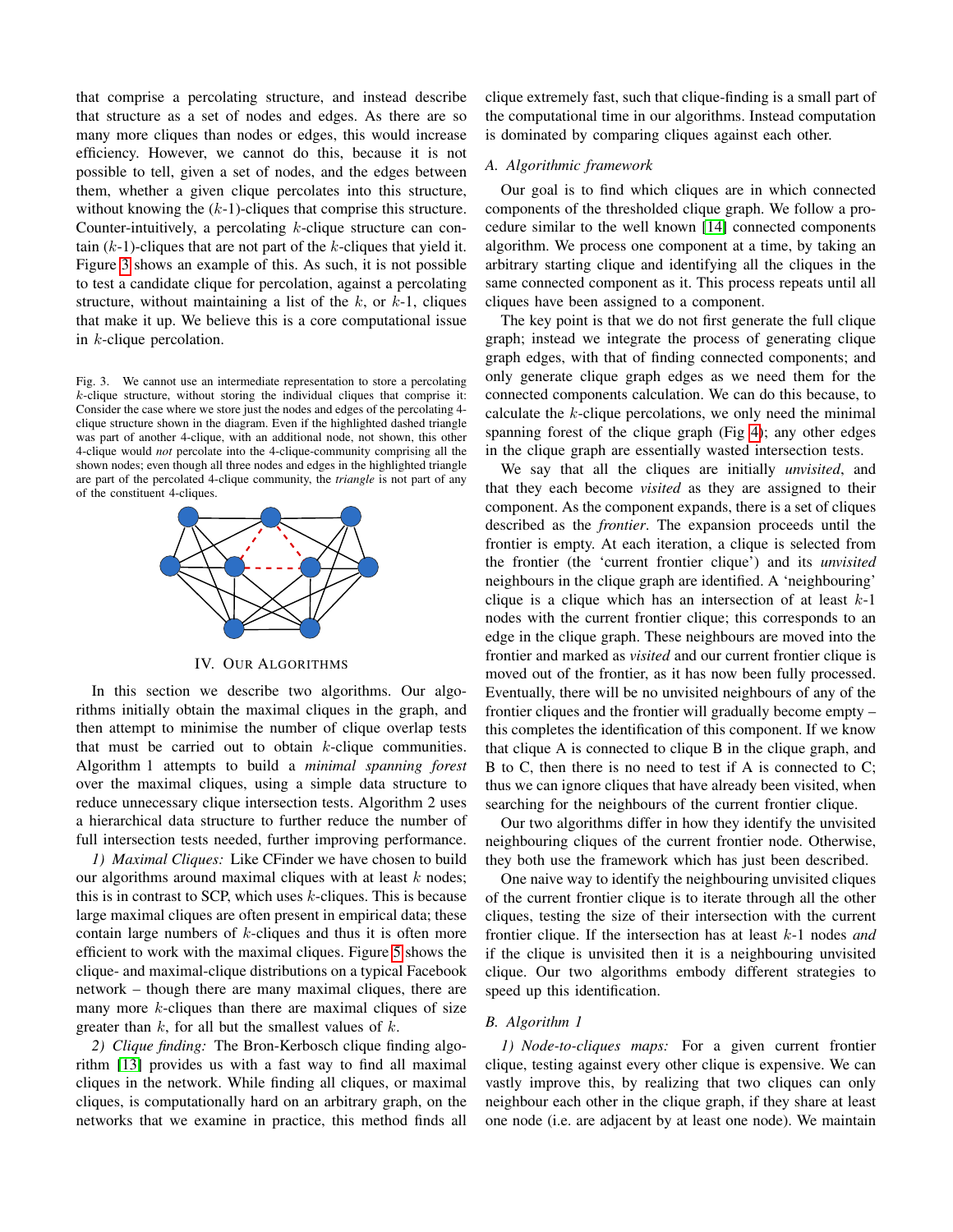that comprise a percolating structure, and instead describe that structure as a set of nodes and edges. As there are so many more cliques than nodes or edges, this would increase efficiency. However, we cannot do this, because it is not possible to tell, given a set of nodes, and the edges between them, whether a given clique percolates into this structure, without knowing the ($k$-1)-cliques that comprise this structure. Counter-intuitively, a percolating $k$-clique structure can contain ($k$-1)-cliques that are not part of the $k$-cliques that yield it. Figure 3 shows an example of this. As such, it is not possible to test a candidate clique for percolation, against a percolating structure, without maintaining a list of the $k$, or $k$-1, cliques that make it up. We believe this is a core computational issue in $k$-clique percolation.

Fig. 3. We cannot use an intermediate representation to store a percolating $k$-clique structure, without storing the individual cliques that comprise it: Consider the case where we store just the nodes and edges of the percolating 4-clique structure shown in the diagram. Even if the highlighted dashed triangle was part of another 4-clique, with an additional node, not shown, this other 4-clique would *not* percolate into the 4-clique-community comprising all the shown nodes; even though all three nodes and edges in the highlighted triangle are part of the percolated 4-clique community, the *triangle* is not part of any of the constituent 4-cliques.

## IV. Our Algorithms

In this section we describe two algorithms. Our algorithms initially obtain the maximal cliques in the graph, and then attempt to minimise the number of clique overlap tests that must be carried out to obtain $k$-clique communities. Algorithm 1 attempts to build a *minimal spanning forest* over the maximal cliques, using a simple data structure to reduce unnecessary clique intersection tests. Algorithm 2 uses a hierarchical data structure to further reduce the number of full intersection tests needed, further improving performance.

*1) Maximal Cliques:* Like CFinder we have chosen to build our algorithms around maximal cliques with at least $k$ nodes; this is in contrast to SCP, which uses $k$-cliques. This is because large maximal cliques are often present in empirical data; these contain large numbers of $k$-cliques and thus it is often more efficient to work with the maximal cliques. Figure 5 shows the clique- and maximal-clique distributions on a typical Facebook network – though there are many maximal cliques, there are many more $k$-cliques than there are maximal cliques of size greater than $k$, for all but the smallest values of $k$.

*2) Clique finding:* The Bron-Kerbosch clique finding algorithm [13] provides us with a fast way to find all maximal cliques in the network. While finding all cliques, or maximal cliques, is computationally hard on an arbitrary graph, on the networks that we examine in practice, this method finds all clique extremely fast, such that clique-finding is a small part of the computational time in our algorithms. Instead computation is dominated by comparing cliques against each other.

### A. Algorithmic framework

Our goal is to find which cliques are in which connected components of the thresholded clique graph. We follow a procedure similar to the well known [14] connected components algorithm. We process one component at a time, by taking an arbitrary starting clique and identifying all the cliques in the same connected component as it. This process repeats until all cliques have been assigned to a component.

The key point is that we do not first generate the full clique graph; instead we integrate the process of generating clique graph edges, with that of finding connected components; and only generate clique graph edges as we need them for the connected components calculation. We can do this because, to calculate the $k$-clique percolations, we only need the minimal spanning forest of the clique graph (Fig 4); any other edges in the clique graph are essentially wasted intersection tests.

We say that all the cliques are initially *unvisited*, and that they each become *visited* as they are assigned to their component. As the component expands, there is a set of cliques described as the *frontier*. The expansion proceeds until the frontier is empty. At each iteration, a clique is selected from the frontier (the 'current frontier clique') and its *unvisited* neighbours in the clique graph are identified. A 'neighbouring' clique is a clique which has an intersection of at least $k$-1 nodes with the current frontier clique; this corresponds to an edge in the clique graph. These neighbours are moved into the frontier and marked as *visited* and our current frontier clique is moved out of the frontier, as it has now been fully processed. Eventually, there will be no unvisited neighbours of any of the frontier cliques and the frontier will gradually become empty – this completes the identification of this component. If we know that clique A is connected to clique B in the clique graph, and B to C, then there is no need to test if A is connected to C; thus we can ignore cliques that have already been visited, when searching for the neighbours of the current frontier clique.

Our two algorithms differ in how they identify the unvisited neighbouring cliques of the current frontier node. Otherwise, they both use the framework which has just been described.

One naive way to identify the neighbouring unvisited cliques of the current frontier clique is to iterate through all the other cliques, testing the size of their intersection with the current frontier clique. If the intersection has at least $k$-1 nodes *and* if the clique is unvisited then it is a neighbouring unvisited clique. Our two algorithms embody different strategies to speed up this identification.

### B. Algorithm 1

*1) Node-to-cliques maps:* For a given current frontier clique, testing against every other clique is expensive. We can vastly improve this, by realizing that two cliques can only neighbour each other in the clique graph, if they share at least one node (i.e. are adjacent by at least one node). We maintain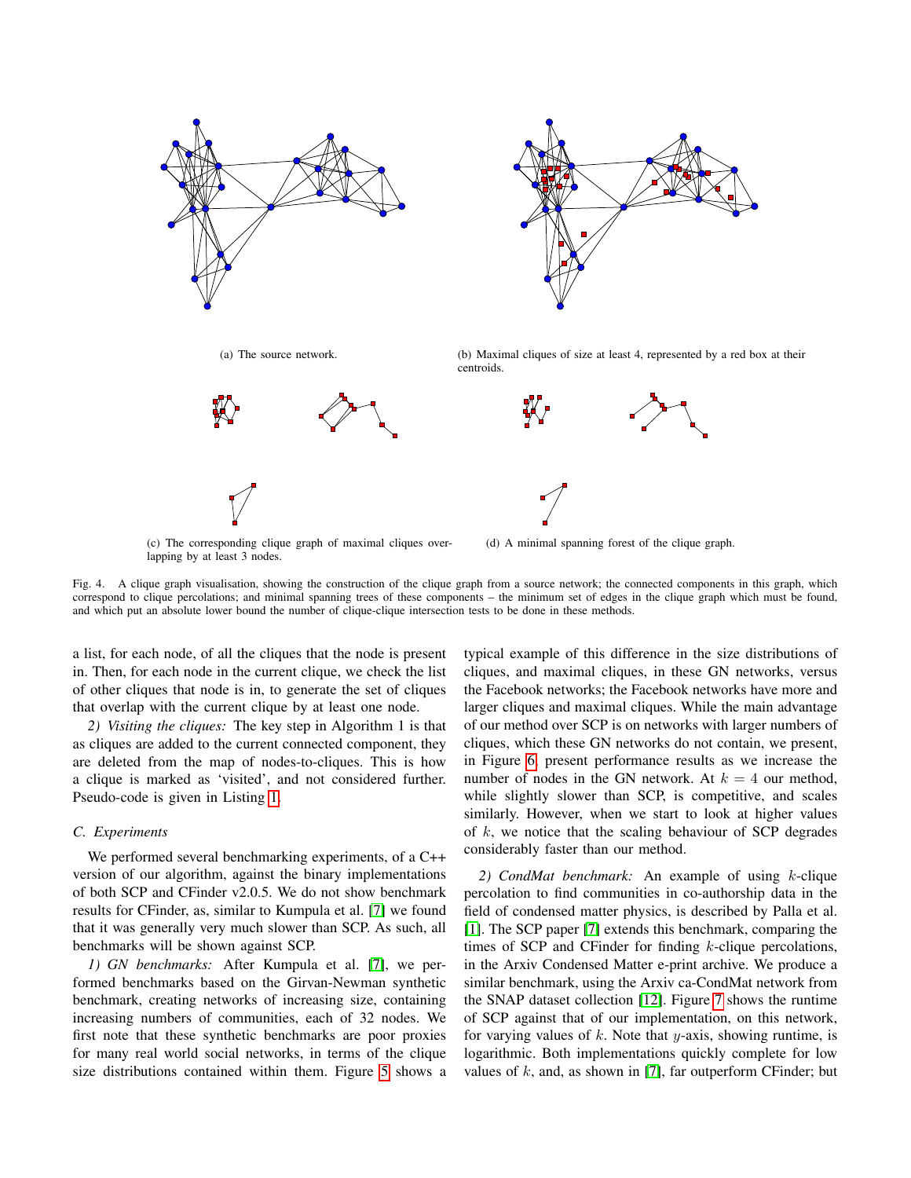(a) The source network.

(b) Maximal cliques of size at least 4, represented by a red box at their centroids.

(c) The corresponding clique graph of maximal cliques overlapping by at least 3 nodes.

(d) A minimal spanning forest of the clique graph.

Fig. 4. A clique graph visualisation, showing the construction of the clique graph from a source network; the connected components in this graph, which correspond to clique percolations; and minimal spanning trees of these components – the minimum set of edges in the clique graph which must be found, and which put an absolute lower bound the number of clique-clique intersection tests to be done in these methods.

a list, for each node, of all the cliques that the node is present in. Then, for each node in the current clique, we check the list of other cliques that node is in, to generate the set of cliques that overlap with the current clique by at least one node.

*2) Visiting the cliques:* The key step in Algorithm 1 is that as cliques are added to the current connected component, they are deleted from the map of nodes-to-cliques. This is how a clique is marked as 'visited', and not considered further. Pseudo-code is given in Listing 1.

### C. Experiments

We performed several benchmarking experiments, of a C++ version of our algorithm, against the binary implementations of both SCP and CFinder v2.0.5. We do not show benchmark results for CFinder, as, similar to Kumpula et al. [7] we found that it was generally very much slower than SCP. As such, all benchmarks will be shown against SCP.

*1) GN benchmarks:* After Kumpula et al. [7], we performed benchmarks based on the Girvan-Newman synthetic benchmark, creating networks of increasing size, containing increasing numbers of communities, each of 32 nodes. We first note that these synthetic benchmarks are poor proxies for many real world social networks, in terms of the clique size distributions contained within them. Figure 5 shows a typical example of this difference in the size distributions of cliques, and maximal cliques, in these GN networks, versus the Facebook networks; the Facebook networks have more and larger cliques and maximal cliques. While the main advantage of our method over SCP is on networks with larger numbers of cliques, which these GN networks do not contain, we present, in Figure 6, present performance results as we increase the number of nodes in the GN network. At $k = 4$ our method, while slightly slower than SCP, is competitive, and scales similarly. However, when we start to look at higher values of $k$, we notice that the scaling behaviour of SCP degrades considerably faster than our method.

*2) CondMat benchmark:* An example of using $k$-clique percolation to find communities in co-authorship data in the field of condensed matter physics, is described by Palla et al. [1]. The SCP paper [7] extends this benchmark, comparing the times of SCP and CFinder for finding $k$-clique percolations, in the Arxiv Condensed Matter e-print archive. We produce a similar benchmark, using the Arxiv ca-CondMat network from the SNAP dataset collection [12]. Figure 7 shows the runtime of SCP against that of our implementation, on this network, for varying values of $k$. Note that $y$-axis, showing runtime, is logarithmic. Both implementations quickly complete for low values of $k$, and, as shown in [7], far outperform CFinder; but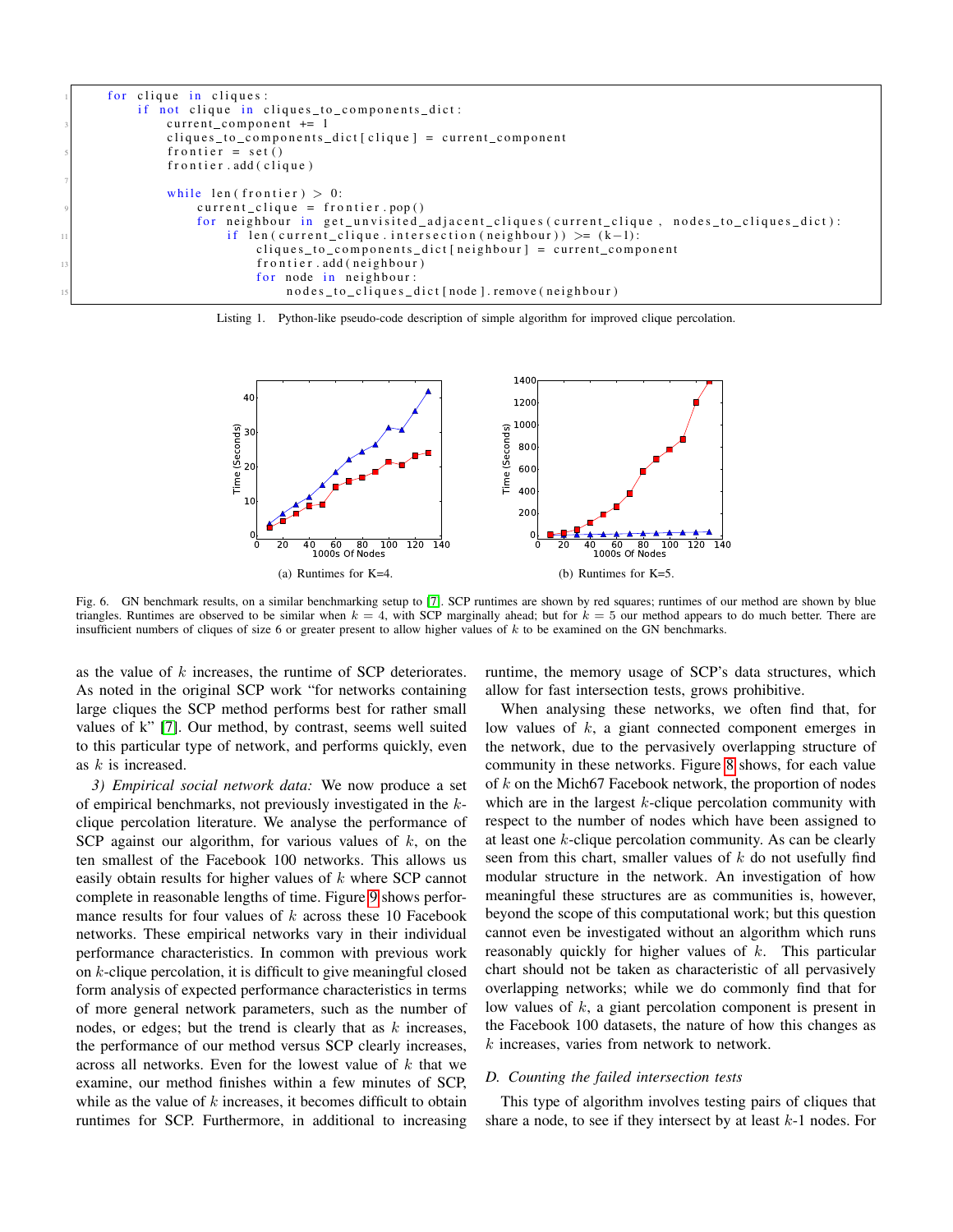```python
for clique in cliques:
    if not clique in cliques_to_components_dict:
        current_component += 1
        cliques_to_components_dict[clique] = current_component
        frontier = set()
        frontier.add(clique)

        while len(frontier) > 0:
            current_clique = frontier.pop()
            for neighbour in get_unvisited_adjacent_cliques(current_clique, nodes_to_cliques_dict):
                if len(current_clique.intersection(neighbour)) >= (k-1):
                    cliques_to_components_dict[neighbour] = current_component
                    frontier.add(neighbour)
                    for node in neighbour:
                        nodes_to_cliques_dict[node].remove(neighbour)
```

Listing 1. Python-like pseudo-code description of simple algorithm for improved clique percolation.

(a) Runtimes for K=4.

(b) Runtimes for K=5.

Fig. 6. GN benchmark results, on a similar benchmarking setup to [7]. SCP runtimes are shown by red squares; runtimes of our method are shown by blue triangles. Runtimes are observed to be similar when $k = 4$, with SCP marginally ahead; but for $k = 5$ our method appears to do much better. There are insufficient numbers of cliques of size 6 or greater present to allow higher values of $k$ to be examined on the GN benchmarks.

as the value of $k$ increases, the runtime of SCP deteriorates. As noted in the original SCP work "for networks containing large cliques the SCP method performs best for rather small values of k" [7]. Our method, by contrast, seems well suited to this particular type of network, and performs quickly, even as $k$ is increased.

*3) Empirical social network data:* We now produce a set of empirical benchmarks, not previously investigated in the $k$-clique percolation literature. We analyse the performance of SCP against our algorithm, for various values of $k$, on the ten smallest of the Facebook 100 networks. This allows us easily obtain results for higher values of $k$ where SCP cannot complete in reasonable lengths of time. Figure 9 shows performance results for four values of $k$ across these 10 Facebook networks. These empirical networks vary in their individual performance characteristics. In common with previous work on $k$-clique percolation, it is difficult to give meaningful closed form analysis of expected performance characteristics in terms of more general network parameters, such as the number of nodes, or edges; but the trend is clearly that as $k$ increases, the performance of our method versus SCP clearly increases, across all networks. Even for the lowest value of $k$ that we examine, our method finishes within a few minutes of SCP, while as the value of $k$ increases, it becomes difficult to obtain runtimes for SCP. Furthermore, in additional to increasing runtime, the memory usage of SCP's data structures, which allow for fast intersection tests, grows prohibitive.

When analysing these networks, we often find that, for low values of $k$, a giant connected component emerges in the network, due to the pervasively overlapping structure of community in these networks. Figure 8 shows, for each value of $k$ on the Mich67 Facebook network, the proportion of nodes which are in the largest $k$-clique percolation community with respect to the number of nodes which have been assigned to at least one $k$-clique percolation community. As can be clearly seen from this chart, smaller values of $k$ do not usefully find modular structure in the network. An investigation of how meaningful these structures are as communities is, however, beyond the scope of this computational work; but this question cannot even be investigated without an algorithm which runs reasonably quickly for higher values of $k$. This particular chart should not be taken as characteristic of all pervasively overlapping networks; while we do commonly find that for low values of $k$, a giant percolation component is present in the Facebook 100 datasets, the nature of how this changes as $k$ increases, varies from network to network.

### D. Counting the failed intersection tests

This type of algorithm involves testing pairs of cliques that share a node, to see if they intersect by at least $k$-1 nodes. For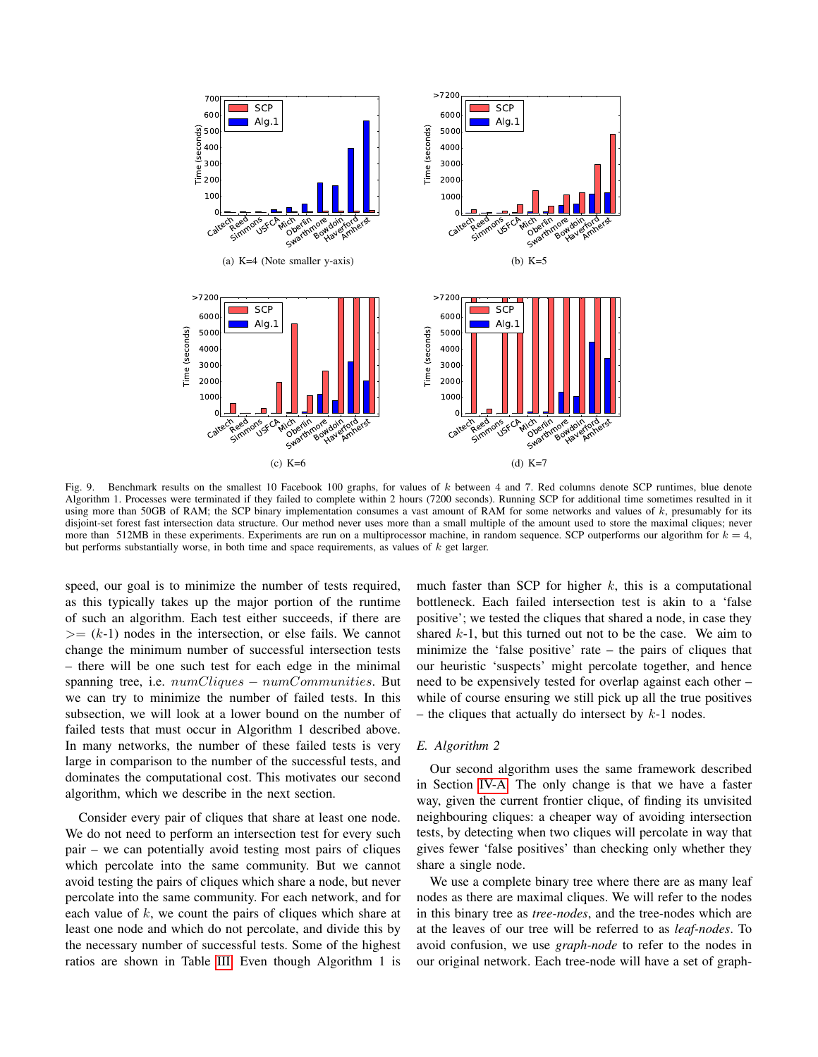Fig. 9. Benchmark results on the smallest 10 Facebook 100 graphs, for values of $k$ between 4 and 7. Red columns denote SCP runtimes, blue denote Algorithm 1. Processes were terminated if they failed to complete within 2 hours (7200 seconds). Running SCP for additional time sometimes resulted in it using more than 50GB of RAM; the SCP binary implementation consumes a vast amount of RAM for some networks and values of $k$, presumably for its disjoint-set forest fast intersection data structure. Our method never uses more than a small multiple of the amount used to store the maximal cliques; never more than 512MB in these experiments. Experiments are run on a multiprocessor machine, in random sequence. SCP outperforms our algorithm for $k = 4$, but performs substantially worse, in both time and space requirements, as values of $k$ get larger.

speed, our goal is to minimize the number of tests required, as this typically takes up the major portion of the runtime of such an algorithm. Each test either succeeds, if there are >= ($k$-1) nodes in the intersection, or else fails. We cannot change the minimum number of successful intersection tests – there will be one such test for each edge in the minimal spanning tree, i.e. $numCliques - numCommunities$. But we can try to minimize the number of failed tests. In this subsection, we will look at a lower bound on the number of failed tests that must occur in Algorithm 1 described above. In many networks, the number of these failed tests is very large in comparison to the number of the successful tests, and dominates the computational cost. This motivates our second algorithm, which we describe in the next section.

Consider every pair of cliques that share at least one node. We do not need to perform an intersection test for every such pair – we can potentially avoid testing most pairs of cliques which percolate into the same community. But we cannot avoid testing the pairs of cliques which share a node, but never percolate into the same community. For each network, and for each value of $k$, we count the pairs of cliques which share at least one node and which do not percolate, and divide this by the necessary number of successful tests. Some of the highest ratios are shown in Table III. Even though Algorithm 1 is much faster than SCP for higher $k$, this is a computational bottleneck. Each failed intersection test is akin to a 'false positive'; we tested the cliques that shared a node, in case they shared $k$-1, but this turned out not to be the case. We aim to minimize the 'false positive' rate – the pairs of cliques that our heuristic 'suspects' might percolate together, and hence need to be expensively tested for overlap against each other – while of course ensuring we still pick up all the true positives – the cliques that actually do intersect by $k$-1 nodes.

### E. Algorithm 2

Our second algorithm uses the same framework described in Section IV-A. The only change is that we have a faster way, given the current frontier clique, of finding its unvisited neighbouring cliques: a cheaper way of avoiding intersection tests, by detecting when two cliques will percolate in way that gives fewer 'false positives' than checking only whether they share a single node.

We use a complete binary tree where there are as many leaf nodes as there are maximal cliques. We will refer to the nodes in this binary tree as *tree-nodes*, and the tree-nodes which are at the leaves of our tree will be referred to as *leaf-nodes*. To avoid confusion, we use *graph-node* to refer to the nodes in our original network. Each tree-node will have a set of graph-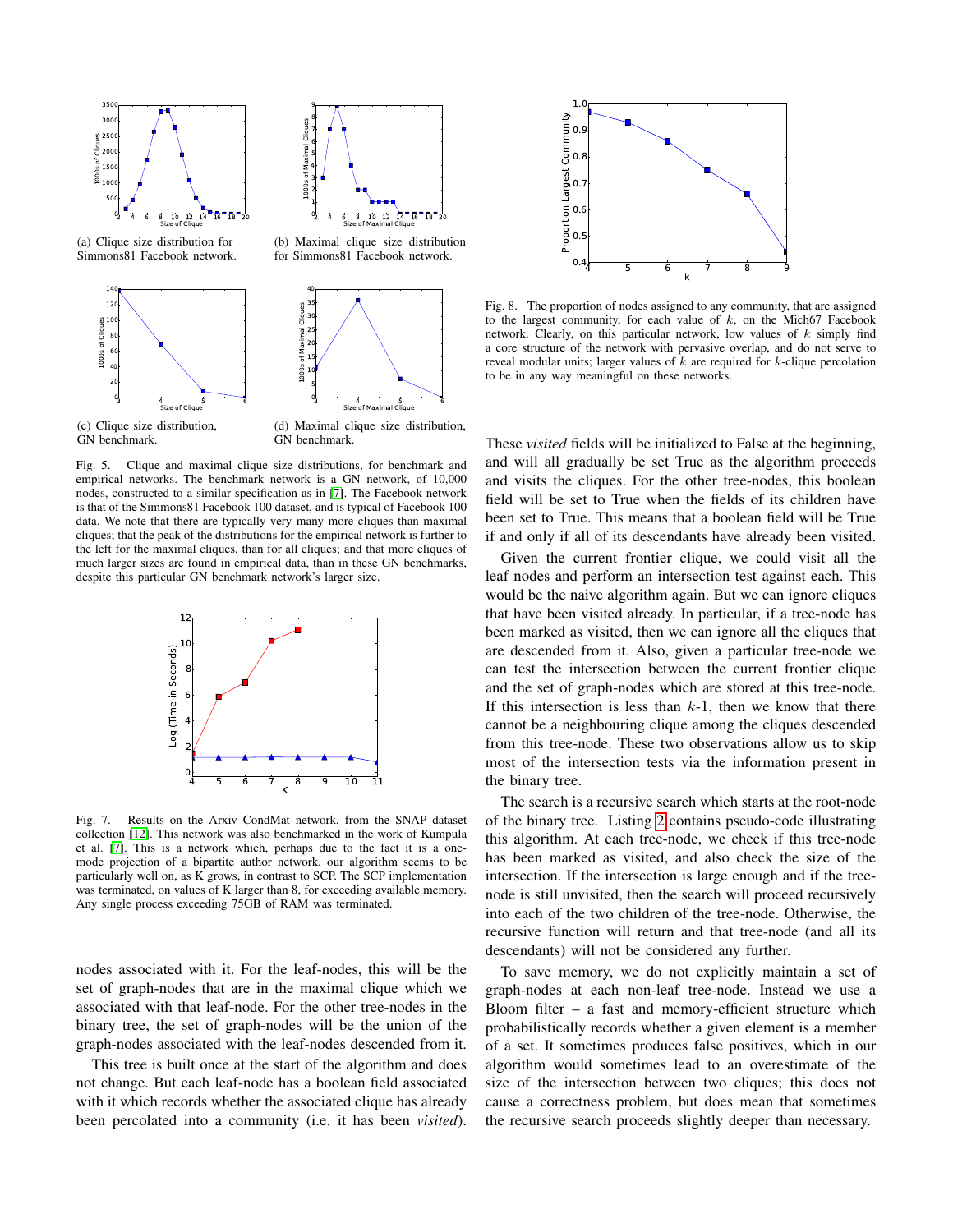3500
3000
2500
2000
1500
1000
500
0
2 4 6 8 10 12 14 16 18 20
Size of Clique
1000s of Cliques

(a) Clique size distribution for Simmons81 Facebook network.

9
8
7
6
5
4
3
2
1
0
2 4 6 8 10 12 14 16 18 20
Size of Maximal Clique
1000s of Maximal Cliques

(b) Maximal clique size distribution for Simmons81 Facebook network.

140
120
100
80
60
40
20
0
3 4 5 6
Size of Clique
1000s of Cliques

(c) Clique size distribution, GN benchmark.

40
35
30
25
20
15
10
5
0
3 4 5 6
Size of Maximal Clique
1000s of Maximal Cliques

(d) Maximal clique size distribution, GN benchmark.

Fig. 5. Clique and maximal clique size distributions, for benchmark and empirical networks. The benchmark network is a GN network, of 10,000 nodes, constructed to a similar specification as in [7]. The Facebook network is that of the Simmons81 Facebook 100 dataset, and is typical of Facebook 100 data. We note that there are typically very many more cliques than maximal cliques; that the peak of the distributions for the empirical network is further to the left for the maximal cliques, than for all cliques; and that more cliques of much larger sizes are found in empirical data, than in these GN benchmarks, despite this particular GN benchmark network's larger size.

12
10
8
6
4
2
0
4 5 6 7 8 9 10 11
K
Log (Time in Seconds)

Fig. 7. Results on the Arxiv CondMat network, from the SNAP dataset collection [12]. This network was also benchmarked in the work of Kumpula et al. [7]. This is a network which, perhaps due to the fact it is a one-mode projection of a bipartite author network, our algorithm seems to be particularly well on, as K grows, in contrast to SCP. The SCP implementation was terminated, on values of K larger than 8, for exceeding available memory. Any single process exceeding 75GB of RAM was terminated.

nodes associated with it. For the leaf-nodes, this will be the set of graph-nodes that are in the maximal clique which we associated with that leaf-node. For the other tree-nodes in the binary tree, the set of graph-nodes will be the union of the graph-nodes associated with the leaf-nodes descended from it.

This tree is built once at the start of the algorithm and does not change. But each leaf-node has a boolean field associated with it which records whether the associated clique has already been percolated into a community (i.e. it has been *visited*).

1.0
0.9
0.8
0.7
0.6
0.5
0.4
4 5 6 7 8 9
k
Proportion Largest Community

Fig. 8. The proportion of nodes assigned to any community, that are assigned to the largest community, for each value of $k$, on the Mich67 Facebook network. Clearly, on this particular network, low values of $k$ simply find a core structure of the network with pervasive overlap, and do not serve to reveal modular units; larger values of $k$ are required for $k$-clique percolation to be in any way meaningful on these networks.

These *visited* fields will be initialized to False at the beginning, and will all gradually be set True as the algorithm proceeds and visits the cliques. For the other tree-nodes, this boolean field will be set to True when the fields of its children have been set to True. This means that a boolean field will be True if and only if all of its descendants have already been visited.

Given the current frontier clique, we could visit all the leaf nodes and perform an intersection test against each. This would be the naive algorithm again. But we can ignore cliques that have been visited already. In particular, if a tree-node has been marked as visited, then we can ignore all the cliques that are descended from it. Also, given a particular tree-node we can test the intersection between the current frontier clique and the set of graph-nodes which are stored at this tree-node. If this intersection is less than $k$-1, then we know that there cannot be a neighbouring clique among the cliques descended from this tree-node. These two observations allow us to skip most of the intersection tests via the information present in the binary tree.

The search is a recursive search which starts at the root-node of the binary tree. Listing 2 contains pseudo-code illustrating this algorithm. At each tree-node, we check if this tree-node has been marked as visited, and also check the size of the intersection. If the intersection is large enough and if the tree-node is still unvisited, then the search will proceed recursively into each of the two children of the tree-node. Otherwise, the recursive function will return and that tree-node (and all its descendants) will not be considered any further.

To save memory, we do not explicitly maintain a set of graph-nodes at each non-leaf tree-node. Instead we use a Bloom filter – a fast and memory-efficient structure which probabilistically records whether a given element is a member of a set. It sometimes produces false positives, which in our algorithm would sometimes lead to an overestimate of the size of the intersection between two cliques; this does not cause a correctness problem, but does mean that sometimes the recursive search proceeds slightly deeper than necessary.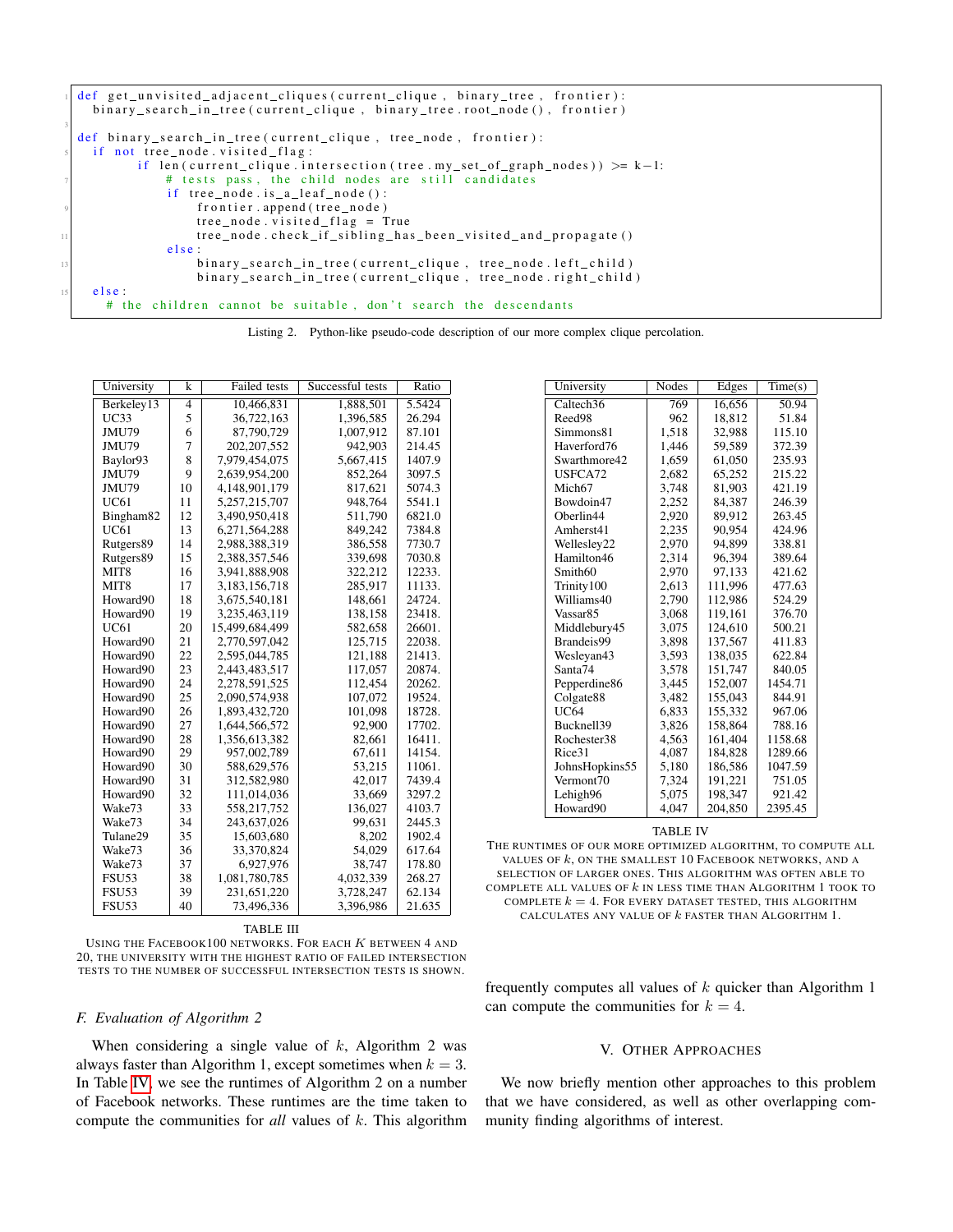```python
def get_unvisited_adjacent_cliques(current_clique, binary_tree, frontier):
  binary_search_in_tree(current_clique, binary_tree.root_node(), frontier)

def binary_search_in_tree(current_clique, tree_node, frontier):
  if not tree_node.visited_flag:
        if len(current_clique.intersection(tree.my_set_of_graph_nodes)) >= k-1:
            # tests pass, the child nodes are still candidates
            if tree_node.is_a_leaf_node():
                frontier.append(tree_node)
                tree_node.visited_flag = True
                tree_node.check_if_sibling_has_been_visited_and_propagate()
            else:
                binary_search_in_tree(current_clique, tree_node.left_child)
                binary_search_in_tree(current_clique, tree_node.right_child)
  else:
    # the children cannot be suitable, don't search the descendants
```

Listing 2. Python-like pseudo-code description of our more complex clique percolation.

| University | k | Failed tests | Successful tests | Ratio |
|---|---|---|---|---|
| Berkeley13 | 4 | 10,466,831 | 1,888,501 | 5.5424 |
| UC33 | 5 | 36,722,163 | 1,396,585 | 26.294 |
| JMU79 | 6 | 87,790,729 | 1,007,912 | 87.101 |
| JMU79 | 7 | 202,207,552 | 942,903 | 214.45 |
| Baylor93 | 8 | 7,979,454,075 | 5,667,415 | 1407.9 |
| JMU79 | 9 | 2,639,954,200 | 852,264 | 3097.5 |
| JMU79 | 10 | 4,148,901,179 | 817,621 | 5074.3 |
| UC61 | 11 | 5,257,215,707 | 948,764 | 5541.1 |
| Bingham82 | 12 | 3,490,950,418 | 511,790 | 6821.0 |
| UC61 | 13 | 6,271,564,288 | 849,242 | 7384.8 |
| Rutgers89 | 14 | 2,988,388,319 | 386,558 | 7730.7 |
| Rutgers89 | 15 | 2,388,357,546 | 339,698 | 7030.8 |
| MIT8 | 16 | 3,941,888,908 | 322,212 | 12233. |
| MIT8 | 17 | 3,183,156,718 | 285,917 | 11133. |
| Howard90 | 18 | 3,675,540,181 | 148,661 | 24724. |
| Howard90 | 19 | 3,235,463,119 | 138,158 | 23418. |
| UC61 | 20 | 15,499,684,499 | 582,658 | 26601. |
| Howard90 | 21 | 2,770,597,042 | 125,715 | 22038. |
| Howard90 | 22 | 2,595,044,785 | 121,188 | 21413. |
| Howard90 | 23 | 2,443,483,517 | 117,057 | 20874. |
| Howard90 | 24 | 2,278,591,525 | 112,454 | 20262. |
| Howard90 | 25 | 2,090,574,938 | 107,072 | 19524. |
| Howard90 | 26 | 1,893,432,720 | 101,098 | 18728. |
| Howard90 | 27 | 1,644,566,572 | 92,900 | 17702. |
| Howard90 | 28 | 1,356,613,382 | 82,661 | 16411. |
| Howard90 | 29 | 957,002,789 | 67,611 | 14154. |
| Howard90 | 30 | 588,629,576 | 53,215 | 11061. |
| Howard90 | 31 | 312,582,980 | 42,017 | 7439.4 |
| Howard90 | 32 | 111,014,036 | 33,669 | 3297.2 |
| Wake73 | 33 | 558,217,752 | 136,027 | 4103.7 |
| Wake73 | 34 | 243,637,026 | 99,631 | 2445.3 |
| Tulane29 | 35 | 15,603,680 | 8,202 | 1902.4 |
| Wake73 | 36 | 33,370,824 | 54,029 | 617.64 |
| Wake73 | 37 | 6,927,976 | 38,747 | 178.80 |
| FSU53 | 38 | 1,081,780,785 | 4,032,339 | 268.27 |
| FSU53 | 39 | 231,651,220 | 3,728,247 | 62.134 |
| FSU53 | 40 | 73,496,336 | 3,396,986 | 21.635 |

TABLE III
USING THE FACEBOOK100 NETWORKS. FOR EACH $K$ BETWEEN 4 AND 20, THE UNIVERSITY WITH THE HIGHEST RATIO OF FAILED INTERSECTION TESTS TO THE NUMBER OF SUCCESSFUL INTERSECTION TESTS IS SHOWN.

### F. Evaluation of Algorithm 2

When considering a single value of $k$, Algorithm 2 was always faster than Algorithm 1, except sometimes when $k = 3$. In Table IV, we see the runtimes of Algorithm 2 on a number of Facebook networks. These runtimes are the time taken to compute the communities for *all* values of $k$. This algorithm frequently computes all values of $k$ quicker than Algorithm 1 can compute the communities for $k = 4$.

| University | Nodes | Edges | Time(s) |
|---|---|---|---|
| Caltech36 | 769 | 16,656 | 50.94 |
| Reed98 | 962 | 18,812 | 51.84 |
| Simmons81 | 1,518 | 32,988 | 115.10 |
| Haverford76 | 1,446 | 59,589 | 372.39 |
| Swarthmore42 | 1,659 | 61,050 | 235.93 |
| USFCA72 | 2,682 | 65,252 | 215.22 |
| Mich67 | 3,748 | 81,903 | 421.19 |
| Bowdoin47 | 2,252 | 84,387 | 246.39 |
| Oberlin44 | 2,920 | 89,912 | 263.45 |
| Amherst41 | 2,235 | 90,954 | 424.96 |
| Wellesley22 | 2,970 | 94,899 | 338.81 |
| Hamilton46 | 2,314 | 96,394 | 389.64 |
| Smith60 | 2,970 | 97,133 | 421.62 |
| Trinity100 | 2,613 | 111,996 | 477.63 |
| Williams40 | 2,790 | 112,986 | 524.29 |
| Vassar85 | 3,068 | 119,161 | 376.70 |
| Middlebury45 | 3,075 | 124,610 | 500.21 |
| Brandeis99 | 3,898 | 137,567 | 411.83 |
| Wesleyan43 | 3,593 | 138,035 | 622.84 |
| Santa74 | 3,578 | 151,747 | 840.05 |
| Pepperdine86 | 3,445 | 152,007 | 1454.71 |
| Colgate88 | 3,482 | 155,043 | 844.91 |
| UC64 | 6,833 | 155,332 | 967.06 |
| Bucknell39 | 3,826 | 158,864 | 788.16 |
| Rochester38 | 4,563 | 161,404 | 1158.68 |
| Rice31 | 4,087 | 184,828 | 1289.66 |
| JohnsHopkins55 | 5,180 | 186,586 | 1047.59 |
| Vermont70 | 7,324 | 191,221 | 751.05 |
| Lehigh96 | 5,075 | 198,347 | 921.42 |
| Howard90 | 4,047 | 204,850 | 2395.45 |

TABLE IV
THE RUNTIMES OF OUR MORE OPTIMIZED ALGORITHM, TO COMPUTE ALL VALUES OF $k$, ON THE SMALLEST 10 FACEBOOK NETWORKS, AND A SELECTION OF LARGER ONES. THIS ALGORITHM WAS OFTEN ABLE TO COMPLETE ALL VALUES OF $k$ IN LESS TIME THAN ALGORITHM 1 TOOK TO COMPLETE $k = 4$. FOR EVERY DATASET TESTED, THIS ALGORITHM CALCULATES ANY VALUE OF $k$ FASTER THAN ALGORITHM 1.

## V. OTHER APPROACHES

We now briefly mention other approaches to this problem that we have considered, as well as other overlapping community finding algorithms of interest.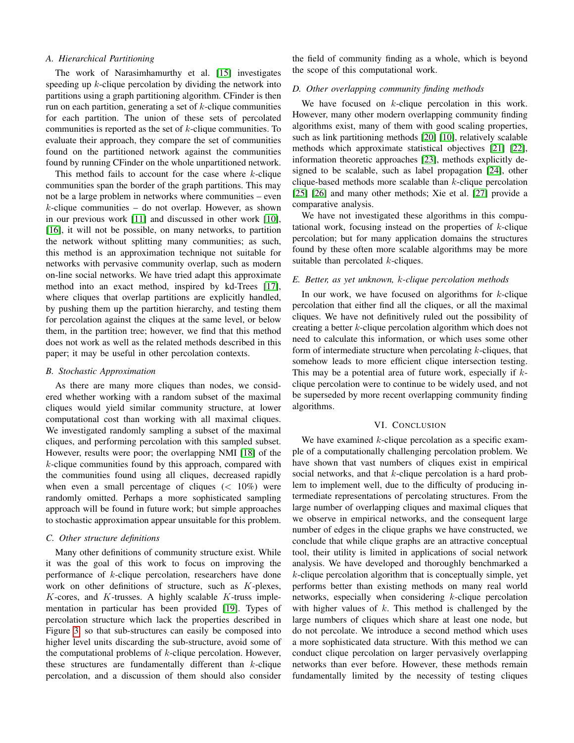### A. Hierarchical Partitioning

The work of Narasimhamurthy et al. [15] investigates speeding up $k$-clique percolation by dividing the network into partitions using a graph partitioning algorithm. CFinder is then run on each partition, generating a set of $k$-clique communities for each partition. The union of these sets of percolated communities is reported as the set of $k$-clique communities. To evaluate their approach, they compare the set of communities found on the partitioned network against the communities found by running CFinder on the whole unpartitioned network.

This method fails to account for the case where $k$-clique communities span the border of the graph partitions. This may not be a large problem in networks where communities – even $k$-clique communities – do not overlap. However, as shown in our previous work [11] and discussed in other work [10], [16], it will not be possible, on many networks, to partition the network without splitting many communities; as such, this method is an approximation technique not suitable for networks with pervasive community overlap, such as modern on-line social networks. We have tried adapt this approximate method into an exact method, inspired by kd-Trees [17], where cliques that overlap partitions are explicitly handled, by pushing them up the partition hierarchy, and testing them for percolation against the cliques at the same level, or below them, in the partition tree; however, we find that this method does not work as well as the related methods described in this paper; it may be useful in other percolation contexts.

### B. Stochastic Approximation

As there are many more cliques than nodes, we considered whether working with a random subset of the maximal cliques would yield similar community structure, at lower computational cost than working with all maximal cliques. We investigated randomly sampling a subset of the maximal cliques, and performing percolation with this sampled subset. However, results were poor; the overlapping NMI [18] of the $k$-clique communities found by this approach, compared with the communities found using all cliques, decreased rapidly when even a small percentage of cliques ($< 10\%$) were randomly omitted. Perhaps a more sophisticated sampling approach will be found in future work; but simple approaches to stochastic approximation appear unsuitable for this problem.

### C. Other structure definitions

Many other definitions of community structure exist. While it was the goal of this work to focus on improving the performance of $k$-clique percolation, researchers have done work on other definitions of structure, such as $K$-plexes, $K$-cores, and $K$-trusses. A highly scalable $K$-truss implementation in particular has been provided [19]. Types of percolation structure which lack the properties described in Figure 3, so that sub-structures can easily be composed into higher level units discarding the sub-structure, avoid some of the computational problems of $k$-clique percolation. However, these structures are fundamentally different than $k$-clique percolation, and a discussion of them should also consider the field of community finding as a whole, which is beyond the scope of this computational work.

### D. Other overlapping community finding methods

We have focused on $k$-clique percolation in this work. However, many other modern overlapping community finding algorithms exist, many of them with good scaling properties, such as link partitioning methods [20] [10], relatively scalable methods which approximate statistical objectives [21] [22], information theoretic approaches [23], methods explicitly designed to be scalable, such as label propagation [24], other clique-based methods more scalable than $k$-clique percolation [25] [26] and many other methods; Xie et al. [27] provide a comparative analysis.

We have not investigated these algorithms in this computational work, focusing instead on the properties of $k$-clique percolation; but for many application domains the structures found by these often more scalable algorithms may be more suitable than percolated $k$-cliques.

### E. Better, as yet unknown, $k$-clique percolation methods

In our work, we have focused on algorithms for $k$-clique percolation that either find all the cliques, or all the maximal cliques. We have not definitively ruled out the possibility of creating a better $k$-clique percolation algorithm which does not need to calculate this information, or which uses some other form of intermediate structure when percolating $k$-cliques, that somehow leads to more efficient clique intersection testing. This may be a potential area of future work, especially if $k$-clique percolation were to continue to be widely used, and not be superseded by more recent overlapping community finding algorithms.

## VI. Conclusion

We have examined $k$-clique percolation as a specific example of a computationally challenging percolation problem. We have shown that vast numbers of cliques exist in empirical social networks, and that $k$-clique percolation is a hard problem to implement well, due to the difficulty of producing intermediate representations of percolating structures. From the large number of overlapping cliques and maximal cliques that we observe in empirical networks, and the consequent large number of edges in the clique graphs we have constructed, we conclude that while clique graphs are an attractive conceptual tool, their utility is limited in applications of social network analysis. We have developed and thoroughly benchmarked a $k$-clique percolation algorithm that is conceptually simple, yet performs better than existing methods on many real world networks, especially when considering $k$-clique percolation with higher values of $k$. This method is challenged by the large numbers of cliques which share at least one node, but do not percolate. We introduce a second method which uses a more sophisticated data structure. With this method we can conduct clique percolation on larger pervasively overlapping networks than ever before. However, these methods remain fundamentally limited by the necessity of testing cliques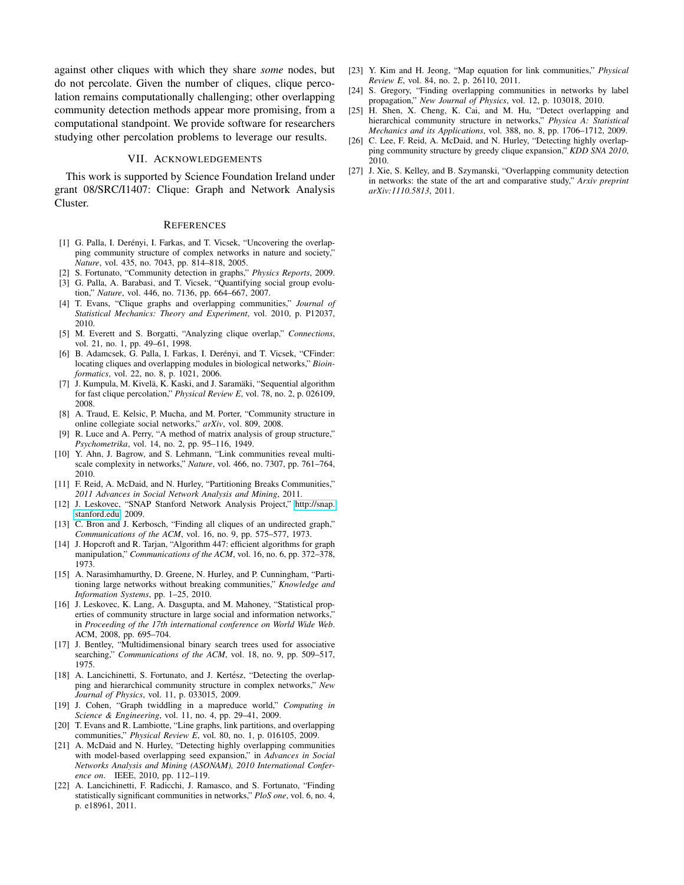against other cliques with which they share *some* nodes, but do not percolate. Given the number of cliques, clique percolation remains computationally challenging; other overlapping community detection methods appear more promising, from a computational standpoint. We provide software for researchers studying other percolation problems to leverage our results.

## VII. Acknowledgements

This work is supported by Science Foundation Ireland under grant 08/SRC/I1407: Clique: Graph and Network Analysis Cluster.

## References

[1] G. Palla, I. Derényi, I. Farkas, and T. Vicsek, "Uncovering the overlapping community structure of complex networks in nature and society," *Nature*, vol. 435, no. 7043, pp. 814–818, 2005.

[2] S. Fortunato, "Community detection in graphs," *Physics Reports*, 2009.

[3] G. Palla, A. Barabasi, and T. Vicsek, "Quantifying social group evolution," *Nature*, vol. 446, no. 7136, pp. 664–667, 2007.

[4] T. Evans, "Clique graphs and overlapping communities," *Journal of Statistical Mechanics: Theory and Experiment*, vol. 2010, p. P12037, 2010.

[5] M. Everett and S. Borgatti, "Analyzing clique overlap," *Connections*, vol. 21, no. 1, pp. 49–61, 1998.

[6] B. Adamcsek, G. Palla, I. Farkas, I. Derényi, and T. Vicsek, "CFinder: locating cliques and overlapping modules in biological networks," *Bioinformatics*, vol. 22, no. 8, p. 1021, 2006.

[7] J. Kumpula, M. Kivelä, K. Kaski, and J. Saramäki, "Sequential algorithm for fast clique percolation," *Physical Review E*, vol. 78, no. 2, p. 026109, 2008.

[8] A. Traud, E. Kelsic, P. Mucha, and M. Porter, "Community structure in online collegiate social networks," *arXiv*, vol. 809, 2008.

[9] R. Luce and A. Perry, "A method of matrix analysis of group structure," *Psychometrika*, vol. 14, no. 2, pp. 95–116, 1949.

[10] Y. Ahn, J. Bagrow, and S. Lehmann, "Link communities reveal multiscale complexity in networks," *Nature*, vol. 466, no. 7307, pp. 761–764, 2010.

[11] F. Reid, A. McDaid, and N. Hurley, "Partitioning Breaks Communities," *2011 Advances in Social Network Analysis and Mining*, 2011.

[12] J. Leskovec, "SNAP Stanford Network Analysis Project," http://snap.stanford.edu, 2009.

[13] C. Bron and J. Kerbosch, "Finding all cliques of an undirected graph," *Communications of the ACM*, vol. 16, no. 9, pp. 575–577, 1973.

[14] J. Hopcroft and R. Tarjan, "Algorithm 447: efficient algorithms for graph manipulation," *Communications of the ACM*, vol. 16, no. 6, pp. 372–378, 1973.

[15] A. Narasimhamurthy, D. Greene, N. Hurley, and P. Cunningham, "Partitioning large networks without breaking communities," *Knowledge and Information Systems*, pp. 1–25, 2010.

[16] J. Leskovec, K. Lang, A. Dasgupta, and M. Mahoney, "Statistical properties of community structure in large social and information networks," in *Proceeding of the 17th international conference on World Wide Web*. ACM, 2008, pp. 695–704.

[17] J. Bentley, "Multidimensional binary search trees used for associative searching," *Communications of the ACM*, vol. 18, no. 9, pp. 509–517, 1975.

[18] A. Lancichinetti, S. Fortunato, and J. Kertész, "Detecting the overlapping and hierarchical community structure in complex networks," *New Journal of Physics*, vol. 11, p. 033015, 2009.

[19] J. Cohen, "Graph twiddling in a mapreduce world," *Computing in Science & Engineering*, vol. 11, no. 4, pp. 29–41, 2009.

[20] T. Evans and R. Lambiotte, "Line graphs, link partitions, and overlapping communities," *Physical Review E*, vol. 80, no. 1, p. 016105, 2009.

[21] A. McDaid and N. Hurley, "Detecting highly overlapping communities with model-based overlapping seed expansion," in *Advances in Social Networks Analysis and Mining (ASONAM), 2010 International Conference on*. IEEE, 2010, pp. 112–119.

[22] A. Lancichinetti, F. Radicchi, J. Ramasco, and S. Fortunato, "Finding statistically significant communities in networks," *PloS one*, vol. 6, no. 4, p. e18961, 2011.

[23] Y. Kim and H. Jeong, "Map equation for link communities," *Physical Review E*, vol. 84, no. 2, p. 26110, 2011.

[24] S. Gregory, "Finding overlapping communities in networks by label propagation," *New Journal of Physics*, vol. 12, p. 103018, 2010.

[25] H. Shen, X. Cheng, K. Cai, and M. Hu, "Detect overlapping and hierarchical community structure in networks," *Physica A: Statistical Mechanics and its Applications*, vol. 388, no. 8, pp. 1706–1712, 2009.

[26] C. Lee, F. Reid, A. McDaid, and N. Hurley, "Detecting highly overlapping community structure by greedy clique expansion," *KDD SNA 2010*, 2010.

[27] J. Xie, S. Kelley, and B. Szymanski, "Overlapping community detection in networks: the state of the art and comparative study," *Arxiv preprint arXiv:1110.5813*, 2011.